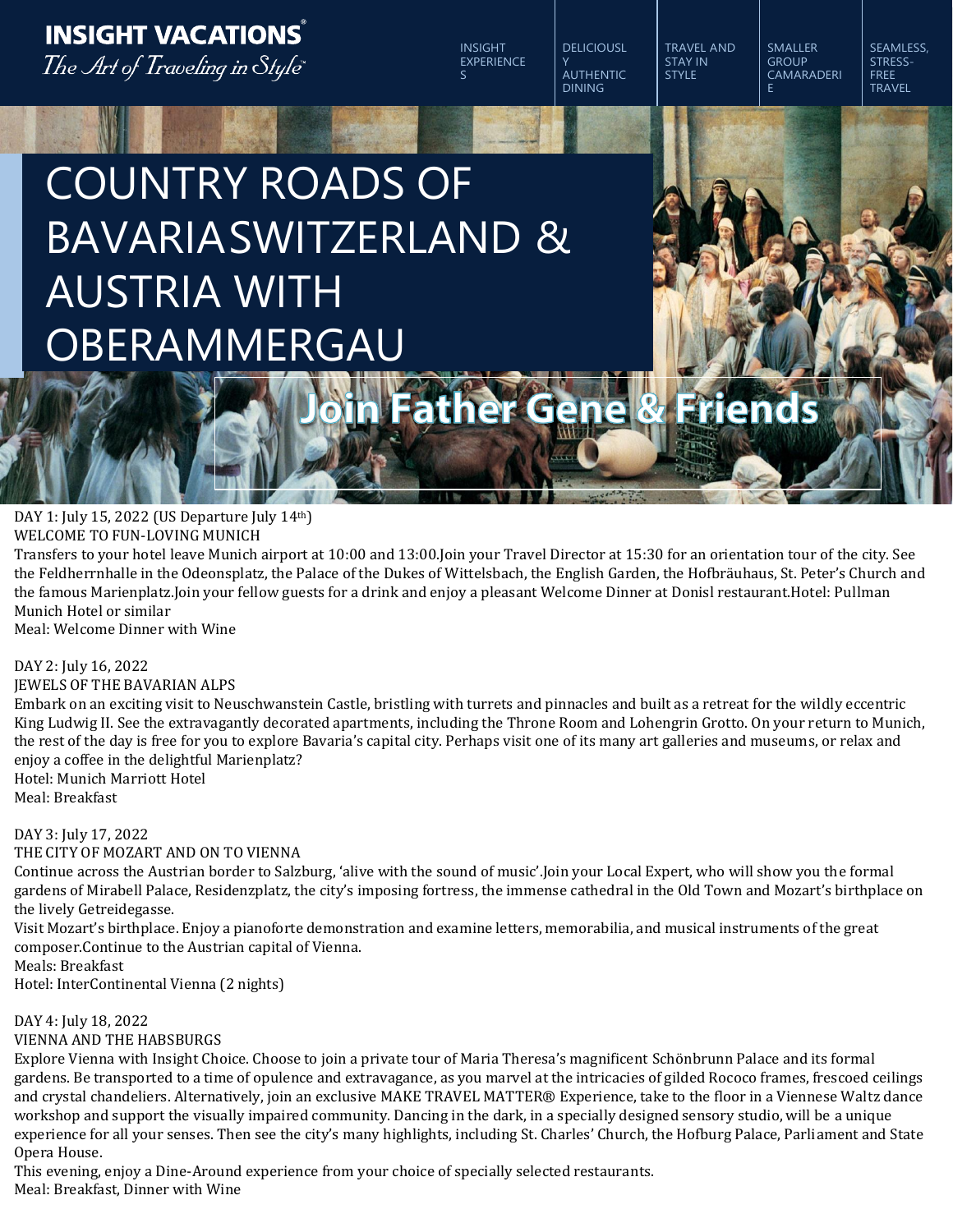**INSIGHT VACATIONS**
*The Art of Traveling in Style*

INSIGHT EXPERIENCES | DELICIOUSLY AUTHENTIC DINING | TRAVEL AND STAY IN STYLE | SMALLER GROUP CAMARADERIE | SEAMLESS, STRESS-FREE TRAVEL

# COUNTRY ROADS OF BAVARIASWITZERLAND & AUSTRIA WITH OBERAMMERGAU

## Join Father Gene & Friends

DAY 1: July 15, 2022 (US Departure July 14th)
WELCOME TO FUN-LOVING MUNICH
Transfers to your hotel leave Munich airport at 10:00 and 13:00.Join your Travel Director at 15:30 for an orientation tour of the city. See the Feldherrnhalle in the Odeonsplatz, the Palace of the Dukes of Wittelsbach, the English Garden, the Hofbräuhaus, St. Peter's Church and the famous Marienplatz.Join your fellow guests for a drink and enjoy a pleasant Welcome Dinner at Donisl restaurant.Hotel: Pullman Munich Hotel or similar
Meal: Welcome Dinner with Wine

DAY 2: July 16, 2022
JEWELS OF THE BAVARIAN ALPS
Embark on an exciting visit to Neuschwanstein Castle, bristling with turrets and pinnacles and built as a retreat for the wildly eccentric King Ludwig II. See the extravagantly decorated apartments, including the Throne Room and Lohengrin Grotto. On your return to Munich, the rest of the day is free for you to explore Bavaria's capital city. Perhaps visit one of its many art galleries and museums, or relax and enjoy a coffee in the delightful Marienplatz?
Hotel: Munich Marriott Hotel
Meal: Breakfast

DAY 3: July 17, 2022
THE CITY OF MOZART AND ON TO VIENNA
Continue across the Austrian border to Salzburg, 'alive with the sound of music'.Join your Local Expert, who will show you the formal gardens of Mirabell Palace, Residenzplatz, the city's imposing fortress, the immense cathedral in the Old Town and Mozart's birthplace on the lively Getreidegasse.
Visit Mozart's birthplace. Enjoy a pianoforte demonstration and examine letters, memorabilia, and musical instruments of the great composer.Continue to the Austrian capital of Vienna.
Meals: Breakfast
Hotel: InterContinental Vienna (2 nights)

DAY 4: July 18, 2022
VIENNA AND THE HABSBURGS
Explore Vienna with Insight Choice. Choose to join a private tour of Maria Theresa's magnificent Schönbrunn Palace and its formal gardens. Be transported to a time of opulence and extravagance, as you marvel at the intricacies of gilded Rococo frames, frescoed ceilings and crystal chandeliers. Alternatively, join an exclusive MAKE TRAVEL MATTER® Experience, take to the floor in a Viennese Waltz dance workshop and support the visually impaired community. Dancing in the dark, in a specially designed sensory studio, will be a unique experience for all your senses. Then see the city's many highlights, including St. Charles' Church, the Hofburg Palace, Parliament and State Opera House.
This evening, enjoy a Dine-Around experience from your choice of specially selected restaurants.
Meal: Breakfast, Dinner with Wine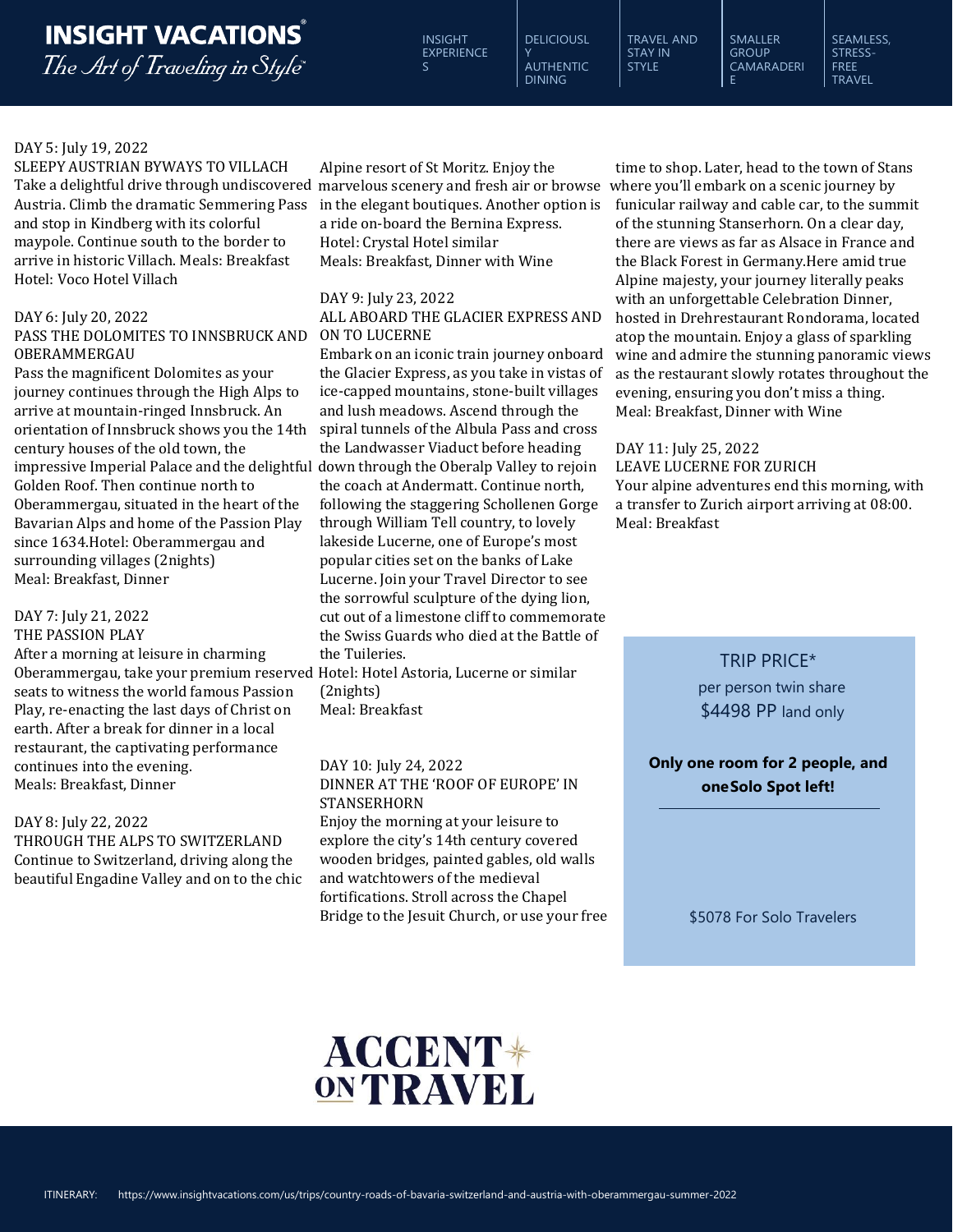DAY 5: July 19, 2022

SLEEPY AUSTRIAN BYWAYS TO VILLACH

Take a delightful drive through undiscovered Austria. Climb the dramatic Semmering Pass and stop in Kindberg with its colorful maypole. Continue south to the border to arrive in historic Villach. Meals: Breakfast
Hotel: Voco Hotel Villach

DAY 6: July 20, 2022

PASS THE DOLOMITES TO INNSBRUCK AND OBERAMMERGAU

Pass the magnificent Dolomites as your journey continues through the High Alps to arrive at mountain-ringed Innsbruck. An orientation of Innsbruck shows you the 14th century houses of the old town, the impressive Imperial Palace and the delightful Golden Roof. Then continue north to Oberammergau, situated in the heart of the Bavarian Alps and home of the Passion Play since 1634.Hotel: Oberammergau and surrounding villages (2nights)
Meal: Breakfast, Dinner

DAY 7: July 21, 2022

THE PASSION PLAY

After a morning at leisure in charming Oberammergau, take your premium reserved seats to witness the world famous Passion Play, re-enacting the last days of Christ on earth. After a break for dinner in a local restaurant, the captivating performance continues into the evening.
Meals: Breakfast, Dinner

DAY 8: July 22, 2022

THROUGH THE ALPS TO SWITZERLAND

Continue to Switzerland, driving along the beautiful Engadine Valley and on to the chic Alpine resort of St Moritz. Enjoy the marvelous scenery and fresh air or browse in the elegant boutiques. Another option is a ride on-board the Bernina Express.
Hotel: Crystal Hotel similar
Meals: Breakfast, Dinner with Wine

DAY 9: July 23, 2022

ALL ABOARD THE GLACIER EXPRESS AND ON TO LUCERNE

Embark on an iconic train journey onboard the Glacier Express, as you take in vistas of ice-capped mountains, stone-built villages and lush meadows. Ascend through the spiral tunnels of the Albula Pass and cross the Landwasser Viaduct before heading down through the Oberalp Valley to rejoin the coach at Andermatt. Continue north, following the staggering Schollenen Gorge through William Tell country, to lovely lakeside Lucerne, one of Europe's most popular cities set on the banks of Lake Lucerne. Join your Travel Director to see the sorrowful sculpture of the dying lion, cut out of a limestone cliff to commemorate the Swiss Guards who died at the Battle of the Tuileries.
Hotel: Hotel Astoria, Lucerne or similar (2nights)
Meal: Breakfast

DAY 10: July 24, 2022

DINNER AT THE 'ROOF OF EUROPE' IN STANSERHORN

Enjoy the morning at your leisure to explore the city's 14th century covered wooden bridges, painted gables, old walls and watchtowers of the medieval fortifications. Stroll across the Chapel Bridge to the Jesuit Church, or use your free time to shop. Later, head to the town of Stans where you'll embark on a scenic journey by funicular railway and cable car, to the summit of the stunning Stanserhorn. On a clear day, there are views as far as Alsace in France and the Black Forest in Germany.Here amid true Alpine majesty, your journey literally peaks with an unforgettable Celebration Dinner, hosted in Drehrestaurant Rondorama, located atop the mountain. Enjoy a glass of sparkling wine and admire the stunning panoramic views as the restaurant slowly rotates throughout the evening, ensuring you don't miss a thing.
Meal: Breakfast, Dinner with Wine

DAY 11: July 25, 2022

LEAVE LUCERNE FOR ZURICH

Your alpine adventures end this morning, with a transfer to Zurich airport arriving at 08:00.
Meal: Breakfast

TRIP PRICE*
per person twin share
$4498 PP land only

**Only one room for 2 people, and oneSolo Spot left!**

$5078 For Solo Travelers

ACCENT ON TRAVEL

ITINERARY: https://www.insightvacations.com/us/trips/country-roads-of-bavaria-switzerland-and-austria-with-oberammergau-summer-2022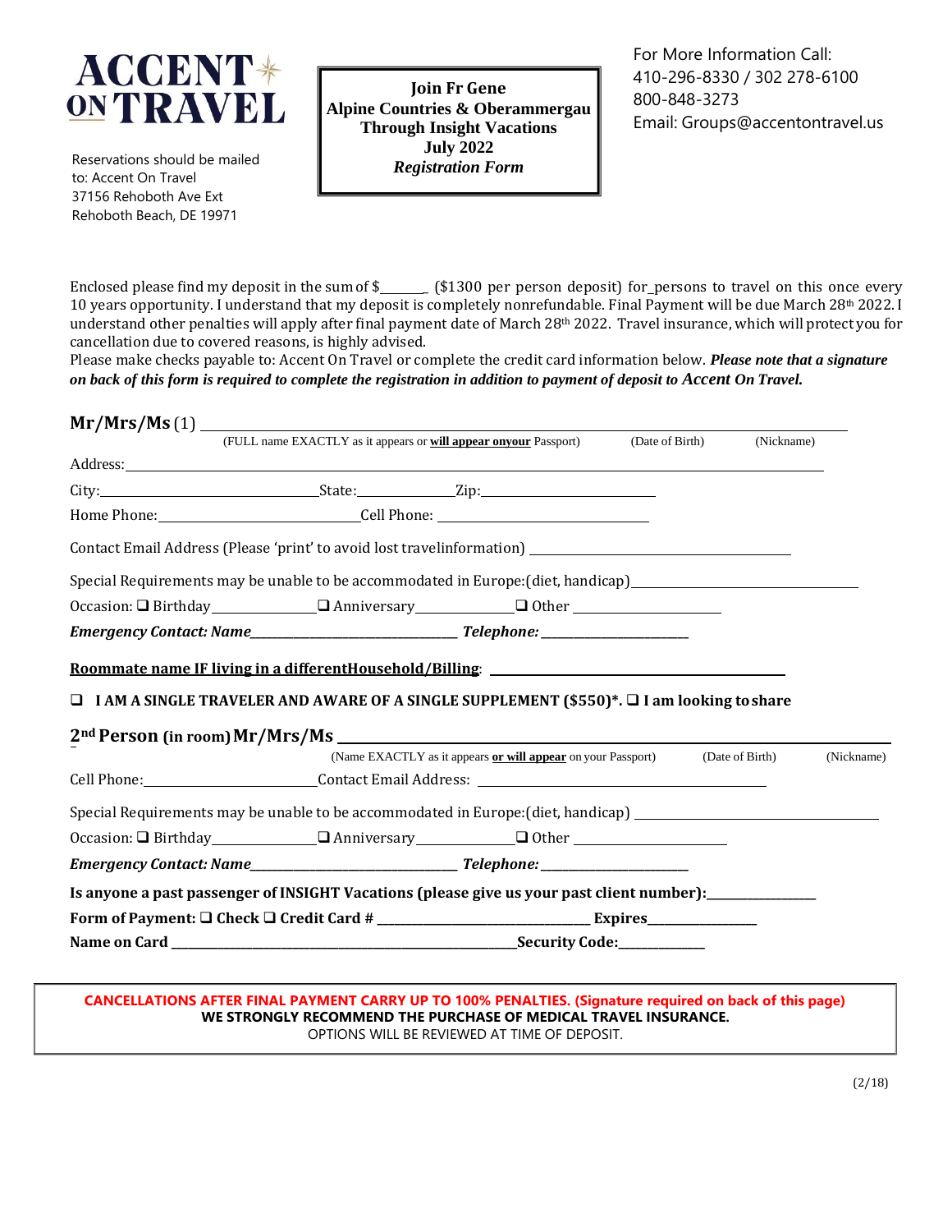**ACCENT ON TRAVEL**

Reservations should be mailed to: Accent On Travel
37156 Rehoboth Ave Ext
Rehoboth Beach, DE 19971

**Join Fr Gene**
**Alpine Countries & Oberammergau**
**Through Insight Vacations**
**July 2022**
***Registration Form***

For More Information Call:
410-296-8330 / 302 278-6100
800-848-3273
Email: Groups@accentontravel.us

Enclosed please find my deposit in the sum of $\_\_\_\_\_\_ ($1300 per person deposit) for\_persons to travel on this once every 10 years opportunity. I understand that my deposit is completely nonrefundable. Final Payment will be due March 28th 2022. I understand other penalties will apply after final payment date of March 28th 2022. Travel insurance, which will protect you for cancellation due to covered reasons, is highly advised.

Please make checks payable to: Accent On Travel or complete the credit card information below. ***Please note that a signature on back of this form is required to complete the registration in addition to payment of deposit to Accent On Travel.***

**Mr/Mrs/Ms** (1) \_\_\_\_\_\_\_\_\_\_\_\_\_\_\_\_\_\_\_\_\_\_\_\_\_\_\_\_\_\_\_\_\_\_\_\_\_\_\_\_\_\_\_\_\_\_\_\_\_\_\_\_\_\_\_\_
(FULL name EXACTLY as it appears or **will appear onyour** Passport) (Date of Birth) (Nickname)

Address: \_\_\_\_\_\_\_\_\_\_\_\_\_\_\_\_\_\_\_\_\_\_\_\_\_\_\_\_\_\_\_\_\_\_\_\_\_\_\_\_\_\_\_\_\_\_\_\_\_\_\_\_\_\_\_\_

City: \_\_\_\_\_\_\_\_\_\_\_\_\_\_\_\_\_\_\_\_ State: \_\_\_\_\_\_\_\_\_\_ Zip: \_\_\_\_\_\_\_\_\_\_\_\_\_\_\_\_\_\_

Home Phone: \_\_\_\_\_\_\_\_\_\_\_\_\_\_\_\_\_\_\_\_ Cell Phone: \_\_\_\_\_\_\_\_\_\_\_\_\_\_\_\_\_\_\_\_

Contact Email Address (Please 'print' to avoid lost travelinformation) \_\_\_\_\_\_\_\_\_\_\_\_\_\_\_\_\_\_\_\_\_\_\_\_\_\_\_\_

Special Requirements may be unable to be accommodated in Europe:(diet, handicap) \_\_\_\_\_\_\_\_\_\_\_\_\_\_\_\_\_\_\_\_\_\_\_\_

Occasion: ❑ Birthday \_\_\_\_\_\_\_\_\_\_\_\_ ❑ Anniversary \_\_\_\_\_\_\_\_\_\_\_\_ ❑ Other \_\_\_\_\_\_\_\_\_\_\_\_\_\_\_\_

***Emergency Contact: Name*** \_\_\_\_\_\_\_\_\_\_\_\_\_\_\_\_\_\_\_\_\_\_\_\_\_\_ ***Telephone:*** \_\_\_\_\_\_\_\_\_\_\_\_\_\_\_\_\_\_

**Roommate name IF living in a differentHousehold/Billing**: \_\_\_\_\_\_\_\_\_\_\_\_\_\_\_\_\_\_\_\_\_\_\_\_\_\_\_\_\_\_

❑ **I AM A SINGLE TRAVELER AND AWARE OF A SINGLE SUPPLEMENT ($550)\*.** ❑ **I am looking to share**

**2nd Person (in room) Mr/Mrs/Ms** \_\_\_\_\_\_\_\_\_\_\_\_\_\_\_\_\_\_\_\_\_\_\_\_\_\_\_\_\_\_\_\_\_\_\_\_\_\_\_\_\_\_\_\_\_\_\_\_
(Name EXACTLY as it appears **or will appear** on your Passport) (Date of Birth) (Nickname)

Cell Phone: \_\_\_\_\_\_\_\_\_\_\_\_\_\_\_\_\_\_\_\_ Contact Email Address: \_\_\_\_\_\_\_\_\_\_\_\_\_\_\_\_\_\_\_\_\_\_\_\_\_\_\_\_\_\_\_\_

Special Requirements may be unable to be accommodated in Europe:(diet, handicap) \_\_\_\_\_\_\_\_\_\_\_\_\_\_\_\_\_\_\_\_\_\_\_\_

Occasion: ❑ Birthday \_\_\_\_\_\_\_\_\_\_\_\_ ❑ Anniversary \_\_\_\_\_\_\_\_\_\_\_\_ ❑ Other \_\_\_\_\_\_\_\_\_\_\_\_\_\_\_\_

***Emergency Contact: Name*** \_\_\_\_\_\_\_\_\_\_\_\_\_\_\_\_\_\_\_\_\_\_\_\_\_\_ ***Telephone:*** \_\_\_\_\_\_\_\_\_\_\_\_\_\_\_\_\_\_

**Is anyone a past passenger of INSIGHT Vacations (please give us your past client number):** \_\_\_\_\_\_\_\_\_\_\_\_

**Form of Payment:** ❑ **Check** ❑ **Credit Card #** \_\_\_\_\_\_\_\_\_\_\_\_\_\_\_\_\_\_\_\_\_\_\_\_\_\_ **Expires** \_\_\_\_\_\_\_\_\_\_\_\_

**Name on Card** \_\_\_\_\_\_\_\_\_\_\_\_\_\_\_\_\_\_\_\_\_\_\_\_\_\_\_\_\_\_\_\_\_\_\_\_\_\_\_\_ **Security Code:** \_\_\_\_\_\_\_\_\_\_

**CANCELLATIONS AFTER FINAL PAYMENT CARRY UP TO 100% PENALTIES. (Signature required on back of this page)**
**WE STRONGLY RECOMMEND THE PURCHASE OF MEDICAL TRAVEL INSURANCE.**
OPTIONS WILL BE REVIEWED AT TIME OF DEPOSIT.

(2/18)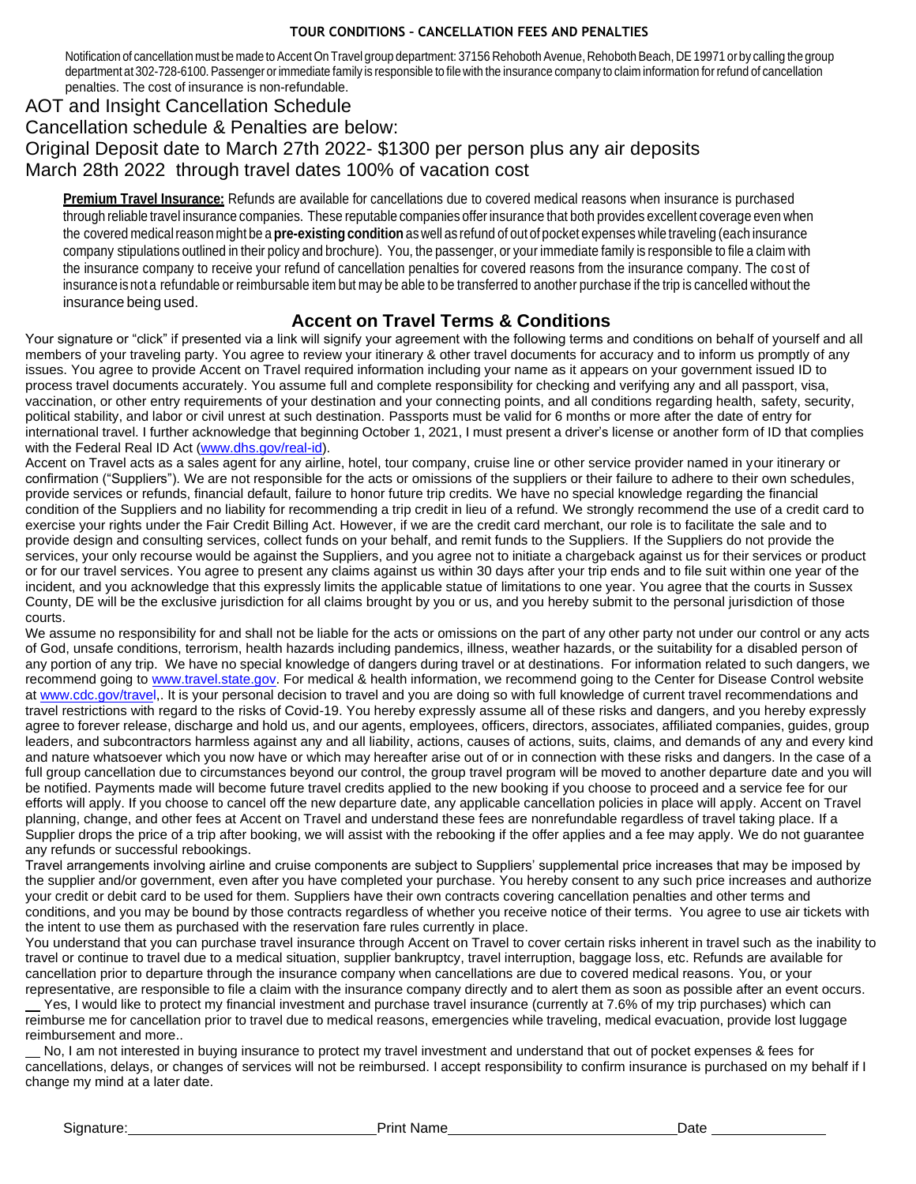**TOUR CONDITIONS – CANCELLATION FEES AND PENALTIES**

Notification of cancellation must be made to Accent On Travel group department: 37156 Rehoboth Avenue, Rehoboth Beach, DE 19971 or by calling the group department at 302-728-6100. Passenger or immediate family is responsible to file with the insurance company to claim information for refund of cancellation penalties. The cost of insurance is non-refundable.

AOT and Insight Cancellation Schedule

Cancellation schedule & Penalties are below:

Original Deposit date to March 27th 2022- $1300 per person plus any air deposits

March 28th 2022 through travel dates 100% of vacation cost

**Premium Travel Insurance:** Refunds are available for cancellations due to covered medical reasons when insurance is purchased through reliable travel insurance companies. These reputable companies offer insurance that both provides excellent coverage even when the covered medical reason might be a **pre-existing condition** as well as refund of out of pocket expenses while traveling (each insurance company stipulations outlined in their policy and brochure). You, the passenger, or your immediate family is responsible to file a claim with the insurance company to receive your refund of cancellation penalties for covered reasons from the insurance company. The cost of insurance is not a refundable or reimbursable item but may be able to be transferred to another purchase if the trip is cancelled without the insurance being used.

## Accent on Travel Terms & Conditions

Your signature or "click" if presented via a link will signify your agreement with the following terms and conditions on behalf of yourself and all members of your traveling party. You agree to review your itinerary & other travel documents for accuracy and to inform us promptly of any issues. You agree to provide Accent on Travel required information including your name as it appears on your government issued ID to process travel documents accurately. You assume full and complete responsibility for checking and verifying any and all passport, visa, vaccination, or other entry requirements of your destination and your connecting points, and all conditions regarding health, safety, security, political stability, and labor or civil unrest at such destination. Passports must be valid for 6 months or more after the date of entry for international travel. I further acknowledge that beginning October 1, 2021, I must present a driver's license or another form of ID that complies with the Federal Real ID Act (www.dhs.gov/real-id).

Accent on Travel acts as a sales agent for any airline, hotel, tour company, cruise line or other service provider named in your itinerary or confirmation ("Suppliers"). We are not responsible for the acts or omissions of the suppliers or their failure to adhere to their own schedules, provide services or refunds, financial default, failure to honor future trip credits. We have no special knowledge regarding the financial condition of the Suppliers and no liability for recommending a trip credit in lieu of a refund. We strongly recommend the use of a credit card to exercise your rights under the Fair Credit Billing Act. However, if we are the credit card merchant, our role is to facilitate the sale and to provide design and consulting services, collect funds on your behalf, and remit funds to the Suppliers. If the Suppliers do not provide the services, your only recourse would be against the Suppliers, and you agree not to initiate a chargeback against us for their services or product or for our travel services. You agree to present any claims against us within 30 days after your trip ends and to file suit within one year of the incident, and you acknowledge that this expressly limits the applicable statue of limitations to one year. You agree that the courts in Sussex County, DE will be the exclusive jurisdiction for all claims brought by you or us, and you hereby submit to the personal jurisdiction of those courts.

We assume no responsibility for and shall not be liable for the acts or omissions on the part of any other party not under our control or any acts of God, unsafe conditions, terrorism, health hazards including pandemics, illness, weather hazards, or the suitability for a disabled person of any portion of any trip. We have no special knowledge of dangers during travel or at destinations. For information related to such dangers, we recommend going to www.travel.state.gov. For medical & health information, we recommend going to the Center for Disease Control website at www.cdc.gov/travel,. It is your personal decision to travel and you are doing so with full knowledge of current travel recommendations and travel restrictions with regard to the risks of Covid-19. You hereby expressly assume all of these risks and dangers, and you hereby expressly agree to forever release, discharge and hold us, and our agents, employees, officers, directors, associates, affiliated companies, guides, group leaders, and subcontractors harmless against any and all liability, actions, causes of actions, suits, claims, and demands of any and every kind and nature whatsoever which you now have or which may hereafter arise out of or in connection with these risks and dangers. In the case of a full group cancellation due to circumstances beyond our control, the group travel program will be moved to another departure date and you will be notified. Payments made will become future travel credits applied to the new booking if you choose to proceed and a service fee for our efforts will apply. If you choose to cancel off the new departure date, any applicable cancellation policies in place will apply. Accent on Travel planning, change, and other fees at Accent on Travel and understand these fees are nonrefundable regardless of travel taking place. If a Supplier drops the price of a trip after booking, we will assist with the rebooking if the offer applies and a fee may apply. We do not guarantee any refunds or successful rebookings.

Travel arrangements involving airline and cruise components are subject to Suppliers' supplemental price increases that may be imposed by the supplier and/or government, even after you have completed your purchase. You hereby consent to any such price increases and authorize your credit or debit card to be used for them. Suppliers have their own contracts covering cancellation penalties and other terms and conditions, and you may be bound by those contracts regardless of whether you receive notice of their terms. You agree to use air tickets with the intent to use them as purchased with the reservation fare rules currently in place.

You understand that you can purchase travel insurance through Accent on Travel to cover certain risks inherent in travel such as the inability to travel or continue to travel due to a medical situation, supplier bankruptcy, travel interruption, baggage loss, etc. Refunds are available for cancellation prior to departure through the insurance company when cancellations are due to covered medical reasons. You, or your representative, are responsible to file a claim with the insurance company directly and to alert them as soon as possible after an event occurs.

__ Yes, I would like to protect my financial investment and purchase travel insurance (currently at 7.6% of my trip purchases) which can reimburse me for cancellation prior to travel due to medical reasons, emergencies while traveling, medical evacuation, provide lost luggage reimbursement and more..

__ No, I am not interested in buying insurance to protect my travel investment and understand that out of pocket expenses & fees for cancellations, delays, or changes of services will not be reimbursed. I accept responsibility to confirm insurance is purchased on my behalf if I change my mind at a later date.

Signature:______________________________ Print Name______________________________ Date ______________